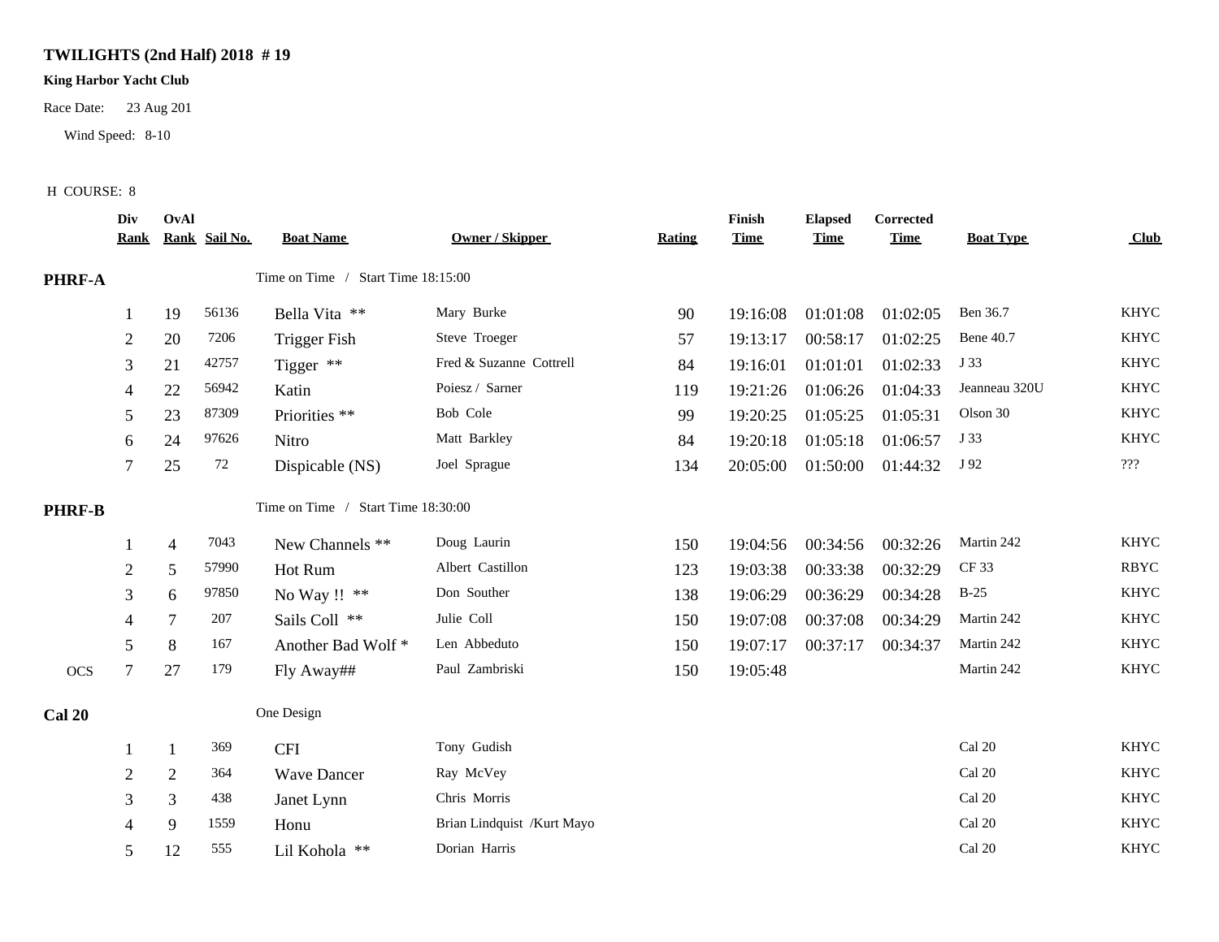# TWILIGHTS (2nd Half) 2018 # 19

**King Harbor Yacht Club**

Race Date: 23 Aug 201

Wind Speed: 8-10

H COURSE: 8

| | Div Rank | OvAl Rank | Sail No. | Boat Name | Owner / Skipper | Rating | Finish Time | Elapsed Time | Corrected Time | Boat Type | Club |
|---|---|---|---|---|---|---|---|---|---|---|---|
| **PHRF-A** | | | | Time on Time / Start Time 18:15:00 | | | | | | | |
| | 1 | 19 | 56136 | Bella Vita ** | Mary Burke | 90 | 19:16:08 | 01:01:08 | 01:02:05 | Ben 36.7 | KHYC |
| | 2 | 20 | 7206 | Trigger Fish | Steve Troeger | 57 | 19:13:17 | 00:58:17 | 01:02:25 | Bene 40.7 | KHYC |
| | 3 | 21 | 42757 | Tigger ** | Fred & Suzanne Cottrell | 84 | 19:16:01 | 01:01:01 | 01:02:33 | J 33 | KHYC |
| | 4 | 22 | 56942 | Katin | Poiesz / Sarner | 119 | 19:21:26 | 01:06:26 | 01:04:33 | Jeanneau 320U | KHYC |
| | 5 | 23 | 87309 | Priorities ** | Bob Cole | 99 | 19:20:25 | 01:05:25 | 01:05:31 | Olson 30 | KHYC |
| | 6 | 24 | 97626 | Nitro | Matt Barkley | 84 | 19:20:18 | 01:05:18 | 01:06:57 | J 33 | KHYC |
| | 7 | 25 | 72 | Dispicable (NS) | Joel Sprague | 134 | 20:05:00 | 01:50:00 | 01:44:32 | J 92 | ??? |
| **PHRF-B** | | | | Time on Time / Start Time 18:30:00 | | | | | | | |
| | 1 | 4 | 7043 | New Channels ** | Doug Laurin | 150 | 19:04:56 | 00:34:56 | 00:32:26 | Martin 242 | KHYC |
| | 2 | 5 | 57990 | Hot Rum | Albert Castillon | 123 | 19:03:38 | 00:33:38 | 00:32:29 | CF 33 | RBYC |
| | 3 | 6 | 97850 | No Way !! ** | Don Souther | 138 | 19:06:29 | 00:36:29 | 00:34:28 | B-25 | KHYC |
| | 4 | 7 | 207 | Sails Coll ** | Julie Coll | 150 | 19:07:08 | 00:37:08 | 00:34:29 | Martin 242 | KHYC |
| | 5 | 8 | 167 | Another Bad Wolf * | Len Abbeduto | 150 | 19:07:17 | 00:37:17 | 00:34:37 | Martin 242 | KHYC |
| OCS | 7 | 27 | 179 | Fly Away## | Paul Zambriski | 150 | 19:05:48 | | | Martin 242 | KHYC |
| **Cal 20** | | | | One Design | | | | | | | |
| | 1 | 1 | 369 | CFI | Tony Gudish | | | | | Cal 20 | KHYC |
| | 2 | 2 | 364 | Wave Dancer | Ray McVey | | | | | Cal 20 | KHYC |
| | 3 | 3 | 438 | Janet Lynn | Chris Morris | | | | | Cal 20 | KHYC |
| | 4 | 9 | 1559 | Honu | Brian Lindquist /Kurt Mayo | | | | | Cal 20 | KHYC |
| | 5 | 12 | 555 | Lil Kohola ** | Dorian Harris | | | | | Cal 20 | KHYC |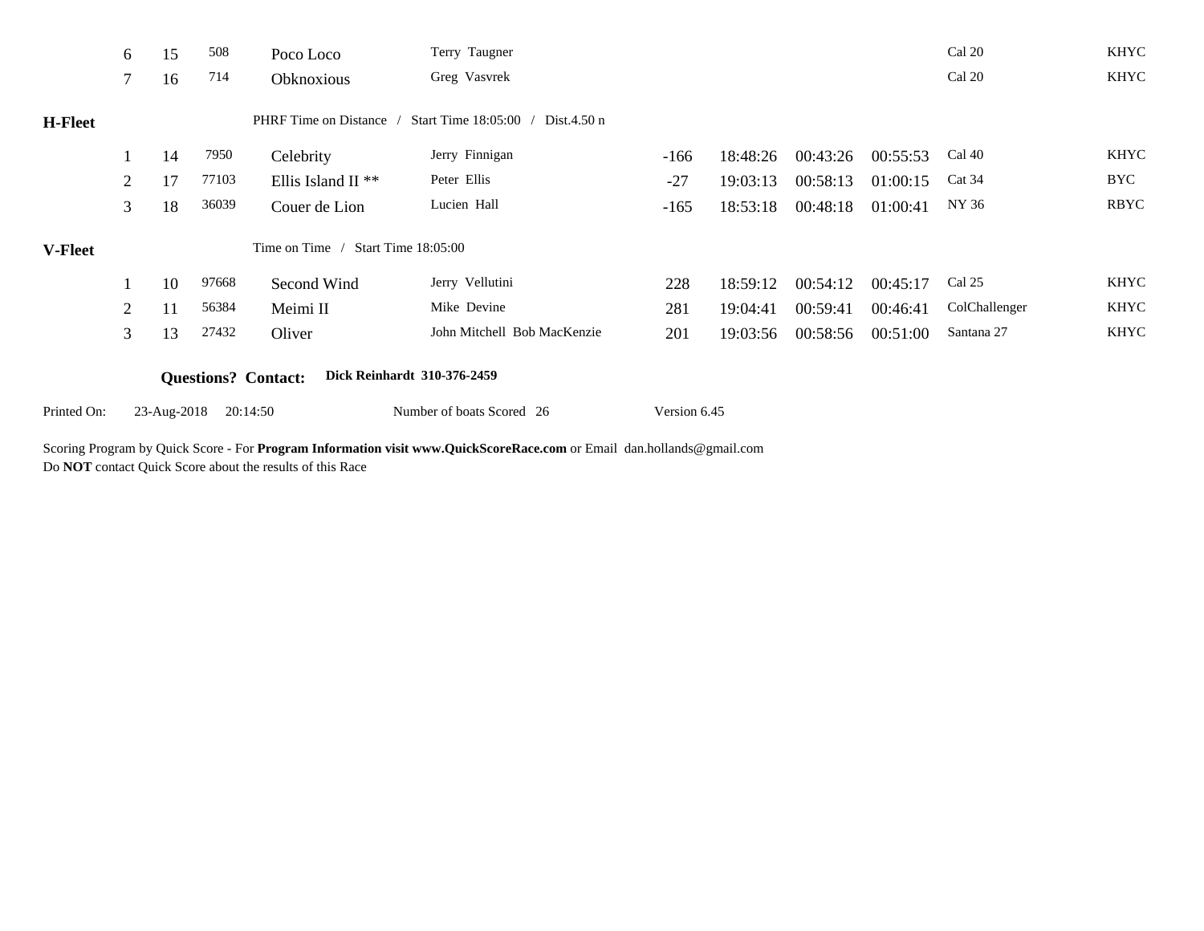| | | | | | | | | | | | |
|---|---|---|---|---|---|---|---|---|---|---|---|
| | 6 | 15 | 508 | Poco Loco | Terry Taugner | | | | | Cal 20 | KHYC |
| | 7 | 16 | 714 | Obknoxious | Greg Vasvrek | | | | | Cal 20 | KHYC |

**H-Fleet** PHRF Time on Distance / Start Time 18:05:00 / Dist.4.50 n

| | | | | | | | | | | | |
|---|---|---|---|---|---|---|---|---|---|---|---|
| | 1 | 14 | 7950 | Celebrity | Jerry Finnigan | -166 | 18:48:26 | 00:43:26 | 00:55:53 | Cal 40 | KHYC |
| | 2 | 17 | 77103 | Ellis Island II ** | Peter Ellis | -27 | 19:03:13 | 00:58:13 | 01:00:15 | Cat 34 | BYC |
| | 3 | 18 | 36039 | Couer de Lion | Lucien Hall | -165 | 18:53:18 | 00:48:18 | 01:00:41 | NY 36 | RBYC |

**V-Fleet** Time on Time / Start Time 18:05:00

| | | | | | | | | | | | |
|---|---|---|---|---|---|---|---|---|---|---|---|
| | 1 | 10 | 97668 | Second Wind | Jerry Vellutini | 228 | 18:59:12 | 00:54:12 | 00:45:17 | Cal 25 | KHYC |
| | 2 | 11 | 56384 | Meimi II | Mike Devine | 281 | 19:04:41 | 00:59:41 | 00:46:41 | ColChallenger | KHYC |
| | 3 | 13 | 27432 | Oliver | John Mitchell Bob MacKenzie | 201 | 19:03:56 | 00:58:56 | 00:51:00 | Santana 27 | KHYC |

**Questions? Contact:** **Dick Reinhardt 310-376-2459**

Printed On: 23-Aug-2018 20:14:50 Number of boats Scored 26 Version 6.45

Scoring Program by Quick Score - For **Program Information visit www.QuickScoreRace.com** or Email dan.hollands@gmail.com
Do **NOT** contact Quick Score about the results of this Race